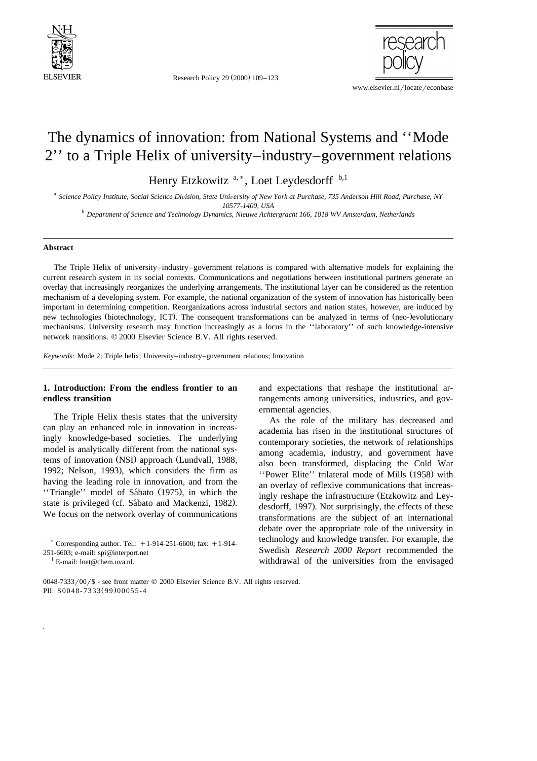# The dynamics of innovation: from National Systems and ''Mode 2'' to a Triple Helix of university–industry–government relations

Henry Etzkowitz [a,*], Loet Leydesdorff [b,1]

[a] *Science Policy Institute, Social Science Division, State University of New York at Purchase, 735 Anderson Hill Road, Purchase, NY 10577-1400, USA*

[b] *Department of Science and Technology Dynamics, Nieuwe Achtergracht 166, 1018 WV Amsterdam, Netherlands*

---

**Abstract**

The Triple Helix of university–industry–government relations is compared with alternative models for explaining the current research system in its social contexts. Communications and negotiations between institutional partners generate an overlay that increasingly reorganizes the underlying arrangements. The institutional layer can be considered as the retention mechanism of a developing system. For example, the national organization of the system of innovation has historically been important in determining competition. Reorganizations across industrial sectors and nation states, however, are induced by new technologies (biotechnology, ICT). The consequent transformations can be analyzed in terms of (neo-)evolutionary mechanisms. University research may function increasingly as a locus in the ''laboratory'' of such knowledge-intensive network transitions. © 2000 Elsevier Science B.V. All rights reserved.

*Keywords:* Mode 2; Triple helix; University–industry–government relations; Innovation

---

## 1. Introduction: From the endless frontier to an endless transition

The Triple Helix thesis states that the university can play an enhanced role in innovation in increasingly knowledge-based societies. The underlying model is analytically different from the national systems of innovation (NSI) approach (Lundvall, 1988, 1992; Nelson, 1993), which considers the firm as having the leading role in innovation, and from the ''Triangle'' model of Sábato (1975), in which the state is privileged (cf. Sábato and Mackenzi, 1982). We focus on the network overlay of communications and expectations that reshape the institutional arrangements among universities, industries, and governmental agencies.

As the role of the military has decreased and academia has risen in the institutional structures of contemporary societies, the network of relationships among academia, industry, and government have also been transformed, displacing the Cold War ''Power Elite'' trilateral mode of Mills (1958) with an overlay of reflexive communications that increasingly reshape the infrastructure (Etzkowitz and Leydesdorff, 1997). Not surprisingly, the effects of these transformations are the subject of an international debate over the appropriate role of the university in technology and knowledge transfer. For example, the Swedish *Research 2000 Report* recommended the withdrawal of the universities from the envisaged

---

* Corresponding author. Tel.: +1-914-251-6600; fax: +1-914-251-6603; e-mail: spi@interport.net

[1] E-mail: loet@chem.uva.nl.

0048-7333/00/$ - see front matter © 2000 Elsevier Science B.V. All rights reserved.
PII: S0048-7333(99)00055-4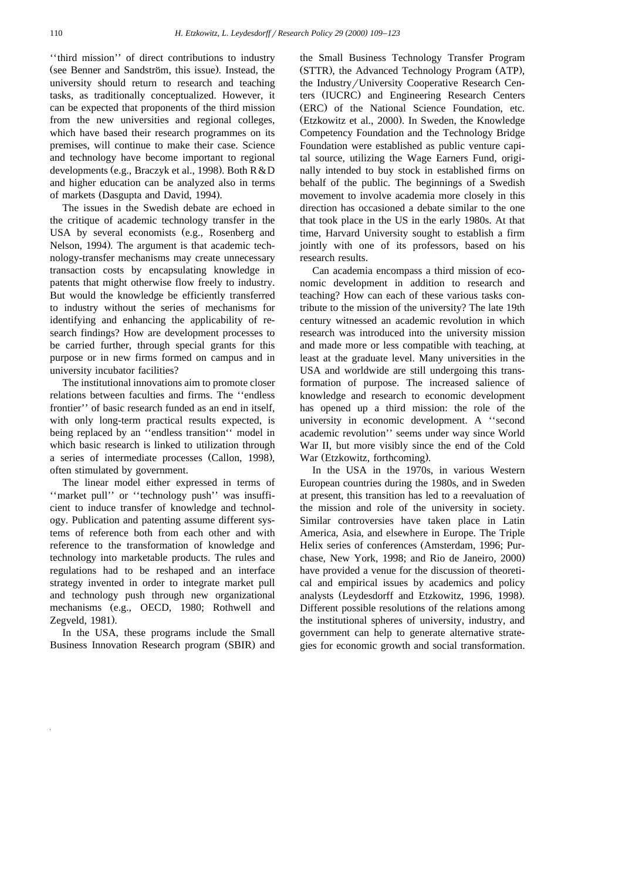''third mission'' of direct contributions to industry (see Benner and Sandström, this issue). Instead, the university should return to research and teaching tasks, as traditionally conceptualized. However, it can be expected that proponents of the third mission from the new universities and regional colleges, which have based their research programmes on its premises, will continue to make their case. Science and technology have become important to regional developments (e.g., Braczyk et al., 1998). Both R&D and higher education can be analyzed also in terms of markets (Dasgupta and David, 1994).

The issues in the Swedish debate are echoed in the critique of academic technology transfer in the USA by several economists (e.g., Rosenberg and Nelson, 1994). The argument is that academic technology-transfer mechanisms may create unnecessary transaction costs by encapsulating knowledge in patents that might otherwise flow freely to industry. But would the knowledge be efficiently transferred to industry without the series of mechanisms for identifying and enhancing the applicability of research findings? How are development processes to be carried further, through special grants for this purpose or in new firms formed on campus and in university incubator facilities?

The institutional innovations aim to promote closer relations between faculties and firms. The ''endless frontier'' of basic research funded as an end in itself, with only long-term practical results expected, is being replaced by an ''endless transition'' model in which basic research is linked to utilization through a series of intermediate processes (Callon, 1998), often stimulated by government.

The linear model either expressed in terms of ''market pull'' or ''technology push'' was insufficient to induce transfer of knowledge and technology. Publication and patenting assume different systems of reference both from each other and with reference to the transformation of knowledge and technology into marketable products. The rules and regulations had to be reshaped and an interface strategy invented in order to integrate market pull and technology push through new organizational mechanisms (e.g., OECD, 1980; Rothwell and Zegveld, 1981).

In the USA, these programs include the Small Business Innovation Research program (SBIR) and the Small Business Technology Transfer Program (STTR), the Advanced Technology Program (ATP), the Industry/University Cooperative Research Centers (IUCRC) and Engineering Research Centers (ERC) of the National Science Foundation, etc. (Etzkowitz et al., 2000). In Sweden, the Knowledge Competency Foundation and the Technology Bridge Foundation were established as public venture capital source, utilizing the Wage Earners Fund, originally intended to buy stock in established firms on behalf of the public. The beginnings of a Swedish movement to involve academia more closely in this direction has occasioned a debate similar to the one that took place in the US in the early 1980s. At that time, Harvard University sought to establish a firm jointly with one of its professors, based on his research results.

Can academia encompass a third mission of economic development in addition to research and teaching? How can each of these various tasks contribute to the mission of the university? The late 19th century witnessed an academic revolution in which research was introduced into the university mission and made more or less compatible with teaching, at least at the graduate level. Many universities in the USA and worldwide are still undergoing this transformation of purpose. The increased salience of knowledge and research to economic development has opened up a third mission: the role of the university in economic development. A ''second academic revolution'' seems under way since World War II, but more visibly since the end of the Cold War (Etzkowitz, forthcoming).

In the USA in the 1970s, in various Western European countries during the 1980s, and in Sweden at present, this transition has led to a reevaluation of the mission and role of the university in society. Similar controversies have taken place in Latin America, Asia, and elsewhere in Europe. The Triple Helix series of conferences (Amsterdam, 1996; Purchase, New York, 1998; and Rio de Janeiro, 2000) have provided a venue for the discussion of theoretical and empirical issues by academics and policy analysts (Leydesdorff and Etzkowitz, 1996, 1998). Different possible resolutions of the relations among the institutional spheres of university, industry, and government can help to generate alternative strategies for economic growth and social transformation.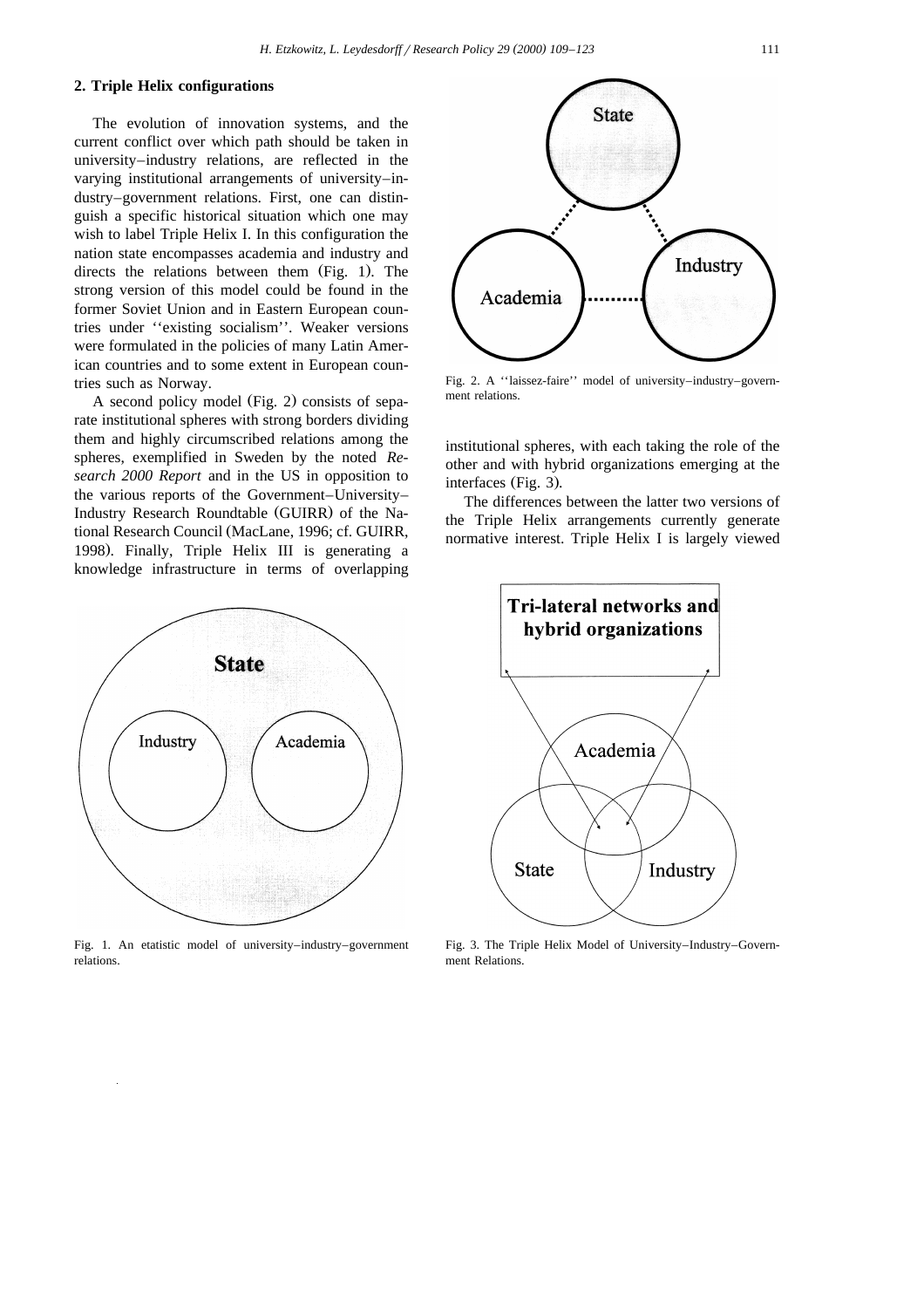## 2. Triple Helix configurations

The evolution of innovation systems, and the current conflict over which path should be taken in university–industry relations, are reflected in the varying institutional arrangements of university–industry–government relations. First, one can distinguish a specific historical situation which one may wish to label Triple Helix I. In this configuration the nation state encompasses academia and industry and directs the relations between them (Fig. 1). The strong version of this model could be found in the former Soviet Union and in Eastern European countries under ''existing socialism''. Weaker versions were formulated in the policies of many Latin American countries and to some extent in European countries such as Norway.

A second policy model (Fig. 2) consists of separate institutional spheres with strong borders dividing them and highly circumscribed relations among the spheres, exemplified in Sweden by the noted *Research 2000 Report* and in the US in opposition to the various reports of the Government–University–Industry Research Roundtable (GUIRR) of the National Research Council (MacLane, 1996; cf. GUIRR, 1998). Finally, Triple Helix III is generating a knowledge infrastructure in terms of overlapping institutional spheres, with each taking the role of the other and with hybrid organizations emerging at the interfaces (Fig. 3).

Fig. 2. A ''laissez-faire'' model of university–industry–government relations.

The differences between the latter two versions of the Triple Helix arrangements currently generate normative interest. Triple Helix I is largely viewed

Fig. 1. An etatistic model of university–industry–government relations.

Fig. 3. The Triple Helix Model of University–Industry–Government Relations.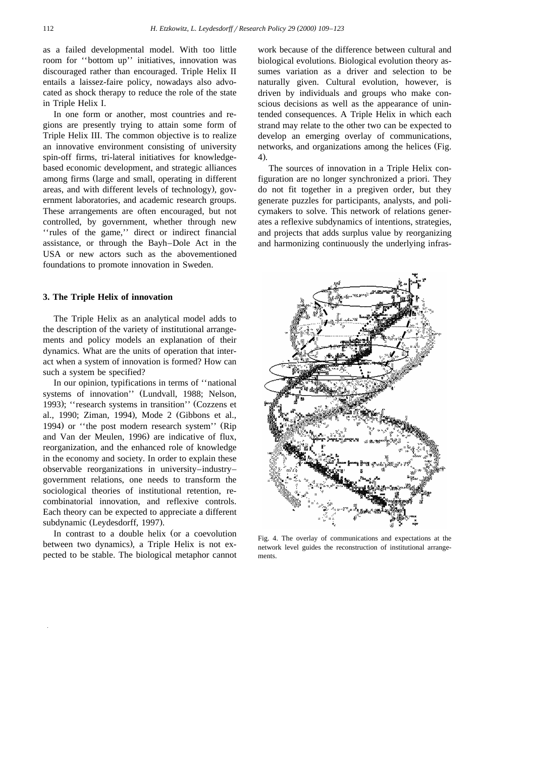as a failed developmental model. With too little room for ''bottom up'' initiatives, innovation was discouraged rather than encouraged. Triple Helix II entails a laissez-faire policy, nowadays also advocated as shock therapy to reduce the role of the state in Triple Helix I.

In one form or another, most countries and regions are presently trying to attain some form of Triple Helix III. The common objective is to realize an innovative environment consisting of university spin-off firms, tri-lateral initiatives for knowledge-based economic development, and strategic alliances among firms (large and small, operating in different areas, and with different levels of technology), government laboratories, and academic research groups. These arrangements are often encouraged, but not controlled, by government, whether through new ''rules of the game,'' direct or indirect financial assistance, or through the Bayh–Dole Act in the USA or new actors such as the abovementioned foundations to promote innovation in Sweden.

## 3. The Triple Helix of innovation

The Triple Helix as an analytical model adds to the description of the variety of institutional arrangements and policy models an explanation of their dynamics. What are the units of operation that interact when a system of innovation is formed? How can such a system be specified?

In our opinion, typifications in terms of ''national systems of innovation'' (Lundvall, 1988; Nelson, 1993); ''research systems in transition'' (Cozzens et al., 1990; Ziman, 1994), Mode 2 (Gibbons et al., 1994) or ''the post modern research system'' (Rip and Van der Meulen, 1996) are indicative of flux, reorganization, and the enhanced role of knowledge in the economy and society. In order to explain these observable reorganizations in university–industry–government relations, one needs to transform the sociological theories of institutional retention, recombinatorial innovation, and reflexive controls. Each theory can be expected to appreciate a different subdynamic (Leydesdorff, 1997).

In contrast to a double helix (or a coevolution between two dynamics), a Triple Helix is not expected to be stable. The biological metaphor cannot work because of the difference between cultural and biological evolutions. Biological evolution theory assumes variation as a driver and selection to be naturally given. Cultural evolution, however, is driven by individuals and groups who make conscious decisions as well as the appearance of unintended consequences. A Triple Helix in which each strand may relate to the other two can be expected to develop an emerging overlay of communications, networks, and organizations among the helices (Fig. 4).

The sources of innovation in a Triple Helix configuration are no longer synchronized a priori. They do not fit together in a pregiven order, but they generate puzzles for participants, analysts, and policymakers to solve. This network of relations generates a reflexive subdynamics of intentions, strategies, and projects that adds surplus value by reorganizing and harmonizing continuously the underlying infras-

Fig. 4. The overlay of communications and expectations at the network level guides the reconstruction of institutional arrangements.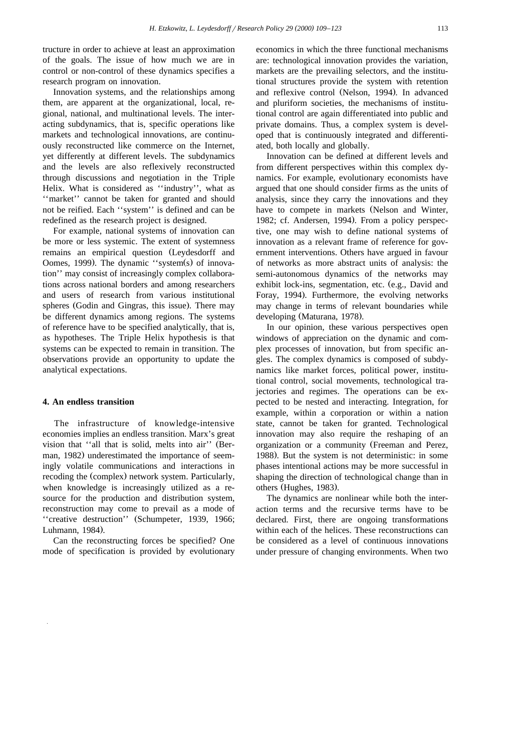tructure in order to achieve at least an approximation of the goals. The issue of how much we are in control or non-control of these dynamics specifies a research program on innovation.

Innovation systems, and the relationships among them, are apparent at the organizational, local, regional, national, and multinational levels. The interacting subdynamics, that is, specific operations like markets and technological innovations, are continuously reconstructed like commerce on the Internet, yet differently at different levels. The subdynamics and the levels are also reflexively reconstructed through discussions and negotiation in the Triple Helix. What is considered as ''industry'', what as ''market'' cannot be taken for granted and should not be reified. Each ''system'' is defined and can be redefined as the research project is designed.

For example, national systems of innovation can be more or less systemic. The extent of systemness remains an empirical question (Leydesdorff and Oomes, 1999). The dynamic ''system(s) of innovation'' may consist of increasingly complex collaborations across national borders and among researchers and users of research from various institutional spheres (Godin and Gingras, this issue). There may be different dynamics among regions. The systems of reference have to be specified analytically, that is, as hypotheses. The Triple Helix hypothesis is that systems can be expected to remain in transition. The observations provide an opportunity to update the analytical expectations.

## 4. An endless transition

The infrastructure of knowledge-intensive economies implies an endless transition. Marx's great vision that ''all that is solid, melts into air'' (Berman, 1982) underestimated the importance of seemingly volatile communications and interactions in recoding the (complex) network system. Particularly, when knowledge is increasingly utilized as a resource for the production and distribution system, reconstruction may come to prevail as a mode of ''creative destruction'' (Schumpeter, 1939, 1966; Luhmann, 1984).

Can the reconstructing forces be specified? One mode of specification is provided by evolutionary economics in which the three functional mechanisms are: technological innovation provides the variation, markets are the prevailing selectors, and the institutional structures provide the system with retention and reflexive control (Nelson, 1994). In advanced and pluriform societies, the mechanisms of institutional control are again differentiated into public and private domains. Thus, a complex system is developed that is continuously integrated and differentiated, both locally and globally.

Innovation can be defined at different levels and from different perspectives within this complex dynamics. For example, evolutionary economists have argued that one should consider firms as the units of analysis, since they carry the innovations and they have to compete in markets (Nelson and Winter, 1982; cf. Andersen, 1994). From a policy perspective, one may wish to define national systems of innovation as a relevant frame of reference for government interventions. Others have argued in favour of networks as more abstract units of analysis: the semi-autonomous dynamics of the networks may exhibit lock-ins, segmentation, etc. (e.g., David and Foray, 1994). Furthermore, the evolving networks may change in terms of relevant boundaries while developing (Maturana, 1978).

In our opinion, these various perspectives open windows of appreciation on the dynamic and complex processes of innovation, but from specific angles. The complex dynamics is composed of subdynamics like market forces, political power, institutional control, social movements, technological trajectories and regimes. The operations can be expected to be nested and interacting. Integration, for example, within a corporation or within a nation state, cannot be taken for granted. Technological innovation may also require the reshaping of an organization or a community (Freeman and Perez, 1988). But the system is not deterministic: in some phases intentional actions may be more successful in shaping the direction of technological change than in others (Hughes, 1983).

The dynamics are nonlinear while both the interaction terms and the recursive terms have to be declared. First, there are ongoing transformations within each of the helices. These reconstructions can be considered as a level of continuous innovations under pressure of changing environments. When two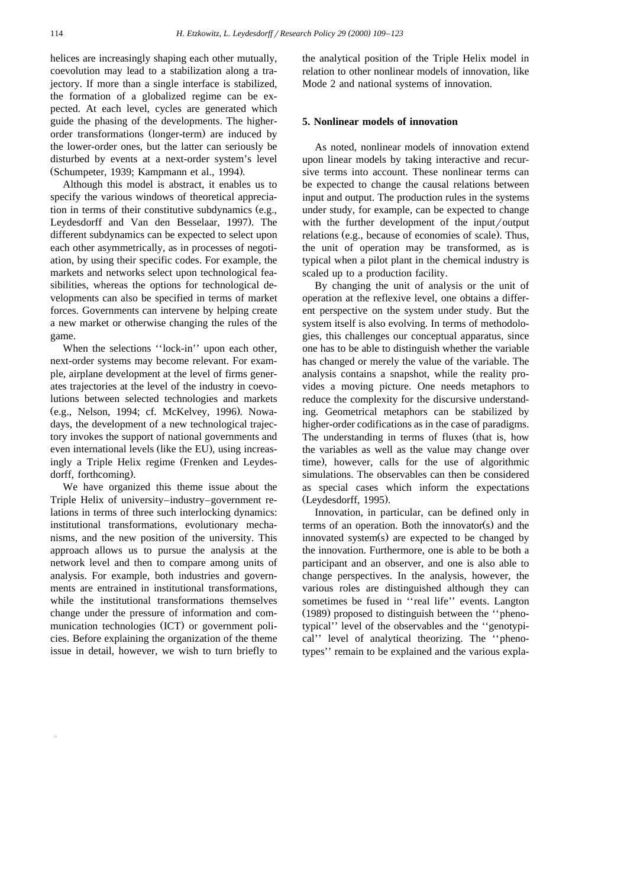helices are increasingly shaping each other mutually, coevolution may lead to a stabilization along a trajectory. If more than a single interface is stabilized, the formation of a globalized regime can be expected. At each level, cycles are generated which guide the phasing of the developments. The higher-order transformations (longer-term) are induced by the lower-order ones, but the latter can seriously be disturbed by events at a next-order system's level (Schumpeter, 1939; Kampmann et al., 1994).

Although this model is abstract, it enables us to specify the various windows of theoretical appreciation in terms of their constitutive subdynamics (e.g., Leydesdorff and Van den Besselaar, 1997). The different subdynamics can be expected to select upon each other asymmetrically, as in processes of negotiation, by using their specific codes. For example, the markets and networks select upon technological feasibilities, whereas the options for technological developments can also be specified in terms of market forces. Governments can intervene by helping create a new market or otherwise changing the rules of the game.

When the selections ''lock-in'' upon each other, next-order systems may become relevant. For example, airplane development at the level of firms generates trajectories at the level of the industry in coevolutions between selected technologies and markets (e.g., Nelson, 1994; cf. McKelvey, 1996). Nowadays, the development of a new technological trajectory invokes the support of national governments and even international levels (like the EU), using increasingly a Triple Helix regime (Frenken and Leydesdorff, forthcoming).

We have organized this theme issue about the Triple Helix of university–industry–government relations in terms of three such interlocking dynamics: institutional transformations, evolutionary mechanisms, and the new position of the university. This approach allows us to pursue the analysis at the network level and then to compare among units of analysis. For example, both industries and governments are entrained in institutional transformations, while the institutional transformations themselves change under the pressure of information and communication technologies (ICT) or government policies. Before explaining the organization of the theme issue in detail, however, we wish to turn briefly to the analytical position of the Triple Helix model in relation to other nonlinear models of innovation, like Mode 2 and national systems of innovation.

## 5. Nonlinear models of innovation

As noted, nonlinear models of innovation extend upon linear models by taking interactive and recursive terms into account. These nonlinear terms can be expected to change the causal relations between input and output. The production rules in the systems under study, for example, can be expected to change with the further development of the input/output relations (e.g., because of economies of scale). Thus, the unit of operation may be transformed, as is typical when a pilot plant in the chemical industry is scaled up to a production facility.

By changing the unit of analysis or the unit of operation at the reflexive level, one obtains a different perspective on the system under study. But the system itself is also evolving. In terms of methodologies, this challenges our conceptual apparatus, since one has to be able to distinguish whether the variable has changed or merely the value of the variable. The analysis contains a snapshot, while the reality provides a moving picture. One needs metaphors to reduce the complexity for the discursive understanding. Geometrical metaphors can be stabilized by higher-order codifications as in the case of paradigms. The understanding in terms of fluxes (that is, how the variables as well as the value may change over time), however, calls for the use of algorithmic simulations. The observables can then be considered as special cases which inform the expectations (Leydesdorff, 1995).

Innovation, in particular, can be defined only in terms of an operation. Both the innovator(s) and the innovated system(s) are expected to be changed by the innovation. Furthermore, one is able to be both a participant and an observer, and one is also able to change perspectives. In the analysis, however, the various roles are distinguished although they can sometimes be fused in ''real life'' events. Langton (1989) proposed to distinguish between the ''phenotypical'' level of the observables and the ''genotypical'' level of analytical theorizing. The ''phenotypes'' remain to be explained and the various expla-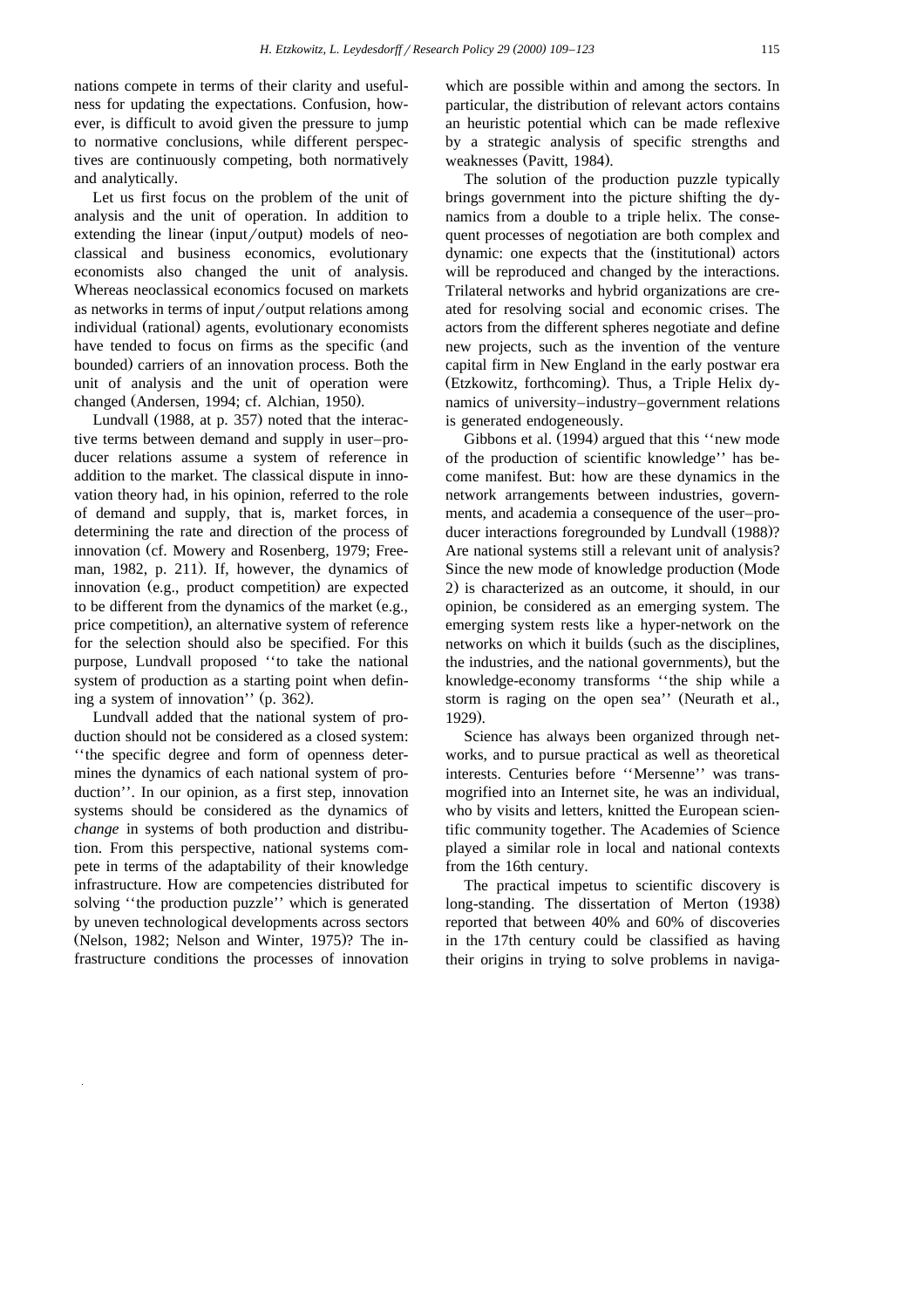nations compete in terms of their clarity and usefulness for updating the expectations. Confusion, however, is difficult to avoid given the pressure to jump to normative conclusions, while different perspectives are continuously competing, both normatively and analytically.

Let us first focus on the problem of the unit of analysis and the unit of operation. In addition to extending the linear (input/output) models of neoclassical and business economics, evolutionary economists also changed the unit of analysis. Whereas neoclassical economics focused on markets as networks in terms of input/output relations among individual (rational) agents, evolutionary economists have tended to focus on firms as the specific (and bounded) carriers of an innovation process. Both the unit of analysis and the unit of operation were changed (Andersen, 1994; cf. Alchian, 1950).

Lundvall (1988, at p. 357) noted that the interactive terms between demand and supply in user–producer relations assume a system of reference in addition to the market. The classical dispute in innovation theory had, in his opinion, referred to the role of demand and supply, that is, market forces, in determining the rate and direction of the process of innovation (cf. Mowery and Rosenberg, 1979; Freeman, 1982, p. 211). If, however, the dynamics of innovation (e.g., product competition) are expected to be different from the dynamics of the market (e.g., price competition), an alternative system of reference for the selection should also be specified. For this purpose, Lundvall proposed ''to take the national system of production as a starting point when defining a system of innovation'' (p. 362).

Lundvall added that the national system of production should not be considered as a closed system: ''the specific degree and form of openness determines the dynamics of each national system of production''. In our opinion, as a first step, innovation systems should be considered as the dynamics of *change* in systems of both production and distribution. From this perspective, national systems compete in terms of the adaptability of their knowledge infrastructure. How are competencies distributed for solving ''the production puzzle'' which is generated by uneven technological developments across sectors (Nelson, 1982; Nelson and Winter, 1975)? The infrastructure conditions the processes of innovation which are possible within and among the sectors. In particular, the distribution of relevant actors contains an heuristic potential which can be made reflexive by a strategic analysis of specific strengths and weaknesses (Pavitt, 1984).

The solution of the production puzzle typically brings government into the picture shifting the dynamics from a double to a triple helix. The consequent processes of negotiation are both complex and dynamic: one expects that the (institutional) actors will be reproduced and changed by the interactions. Trilateral networks and hybrid organizations are created for resolving social and economic crises. The actors from the different spheres negotiate and define new projects, such as the invention of the venture capital firm in New England in the early postwar era (Etzkowitz, forthcoming). Thus, a Triple Helix dynamics of university–industry–government relations is generated endogeneously.

Gibbons et al. (1994) argued that this ''new mode of the production of scientific knowledge'' has become manifest. But: how are these dynamics in the network arrangements between industries, governments, and academia a consequence of the user–producer interactions foregrounded by Lundvall (1988)? Are national systems still a relevant unit of analysis? Since the new mode of knowledge production (Mode 2) is characterized as an outcome, it should, in our opinion, be considered as an emerging system. The emerging system rests like a hyper-network on the networks on which it builds (such as the disciplines, the industries, and the national governments), but the knowledge-economy transforms ''the ship while a storm is raging on the open sea'' (Neurath et al., 1929).

Science has always been organized through networks, and to pursue practical as well as theoretical interests. Centuries before ''Mersenne'' was transmogrified into an Internet site, he was an individual, who by visits and letters, knitted the European scientific community together. The Academies of Science played a similar role in local and national contexts from the 16th century.

The practical impetus to scientific discovery is long-standing. The dissertation of Merton (1938) reported that between 40% and 60% of discoveries in the 17th century could be classified as having their origins in trying to solve problems in naviga-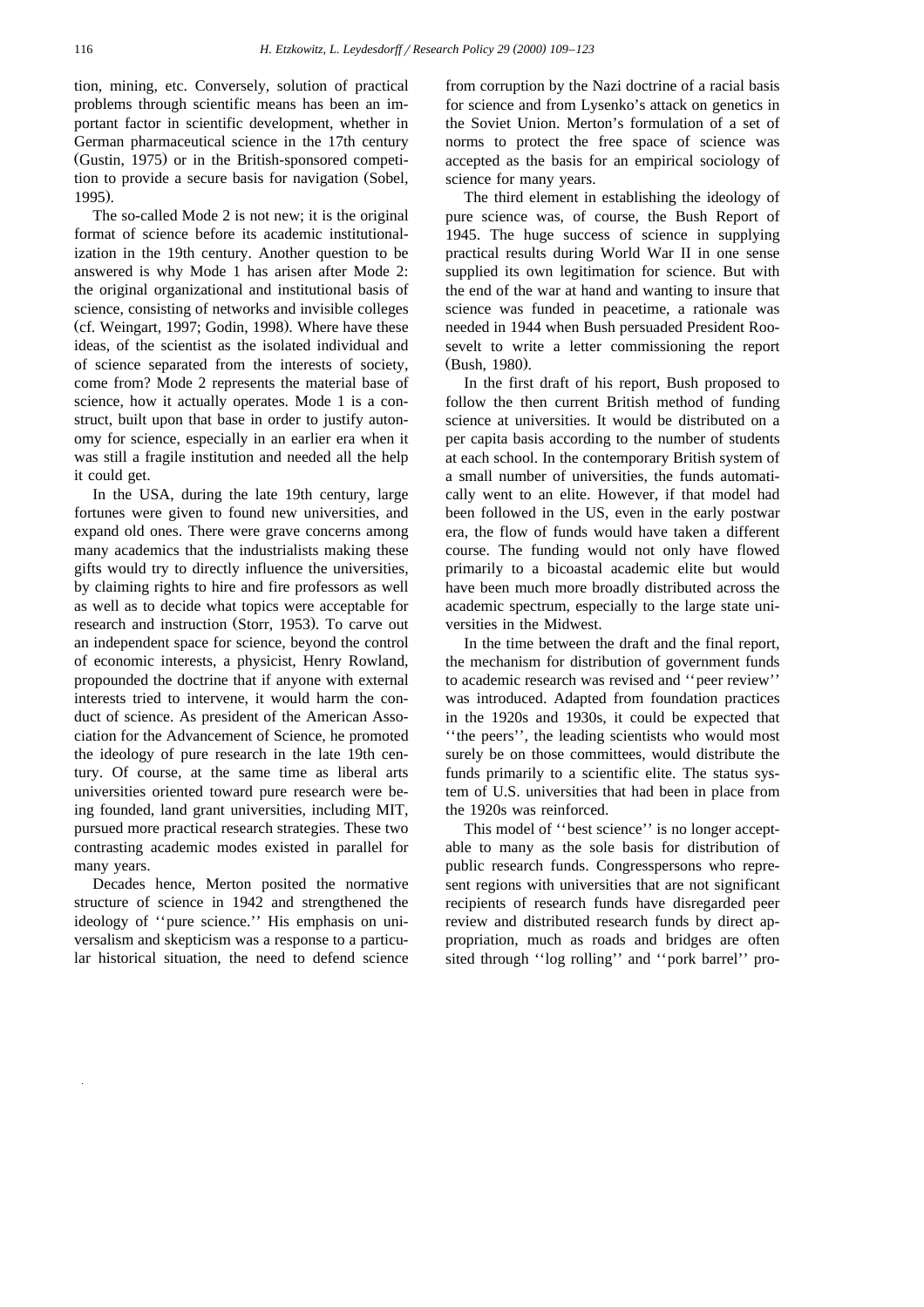tion, mining, etc. Conversely, solution of practical problems through scientific means has been an important factor in scientific development, whether in German pharmaceutical science in the 17th century (Gustin, 1975) or in the British-sponsored competition to provide a secure basis for navigation (Sobel, 1995).

The so-called Mode 2 is not new; it is the original format of science before its academic institutionalization in the 19th century. Another question to be answered is why Mode 1 has arisen after Mode 2: the original organizational and institutional basis of science, consisting of networks and invisible colleges (cf. Weingart, 1997; Godin, 1998). Where have these ideas, of the scientist as the isolated individual and of science separated from the interests of society, come from? Mode 2 represents the material base of science, how it actually operates. Mode 1 is a construct, built upon that base in order to justify autonomy for science, especially in an earlier era when it was still a fragile institution and needed all the help it could get.

In the USA, during the late 19th century, large fortunes were given to found new universities, and expand old ones. There were grave concerns among many academics that the industrialists making these gifts would try to directly influence the universities, by claiming rights to hire and fire professors as well as well as to decide what topics were acceptable for research and instruction (Storr, 1953). To carve out an independent space for science, beyond the control of economic interests, a physicist, Henry Rowland, propounded the doctrine that if anyone with external interests tried to intervene, it would harm the conduct of science. As president of the American Association for the Advancement of Science, he promoted the ideology of pure research in the late 19th century. Of course, at the same time as liberal arts universities oriented toward pure research were being founded, land grant universities, including MIT, pursued more practical research strategies. These two contrasting academic modes existed in parallel for many years.

Decades hence, Merton posited the normative structure of science in 1942 and strengthened the ideology of ''pure science.'' His emphasis on universalism and skepticism was a response to a particular historical situation, the need to defend science from corruption by the Nazi doctrine of a racial basis for science and from Lysenko's attack on genetics in the Soviet Union. Merton's formulation of a set of norms to protect the free space of science was accepted as the basis for an empirical sociology of science for many years.

The third element in establishing the ideology of pure science was, of course, the Bush Report of 1945. The huge success of science in supplying practical results during World War II in one sense supplied its own legitimation for science. But with the end of the war at hand and wanting to insure that science was funded in peacetime, a rationale was needed in 1944 when Bush persuaded President Roosevelt to write a letter commissioning the report (Bush, 1980).

In the first draft of his report, Bush proposed to follow the then current British method of funding science at universities. It would be distributed on a per capita basis according to the number of students at each school. In the contemporary British system of a small number of universities, the funds automatically went to an elite. However, if that model had been followed in the US, even in the early postwar era, the flow of funds would have taken a different course. The funding would not only have flowed primarily to a bicoastal academic elite but would have been much more broadly distributed across the academic spectrum, especially to the large state universities in the Midwest.

In the time between the draft and the final report, the mechanism for distribution of government funds to academic research was revised and ''peer review'' was introduced. Adapted from foundation practices in the 1920s and 1930s, it could be expected that ''the peers'', the leading scientists who would most surely be on those committees, would distribute the funds primarily to a scientific elite. The status system of U.S. universities that had been in place from the 1920s was reinforced.

This model of ''best science'' is no longer acceptable to many as the sole basis for distribution of public research funds. Congresspersons who represent regions with universities that are not significant recipients of research funds have disregarded peer review and distributed research funds by direct appropriation, much as roads and bridges are often sited through ''log rolling'' and ''pork barrel'' pro-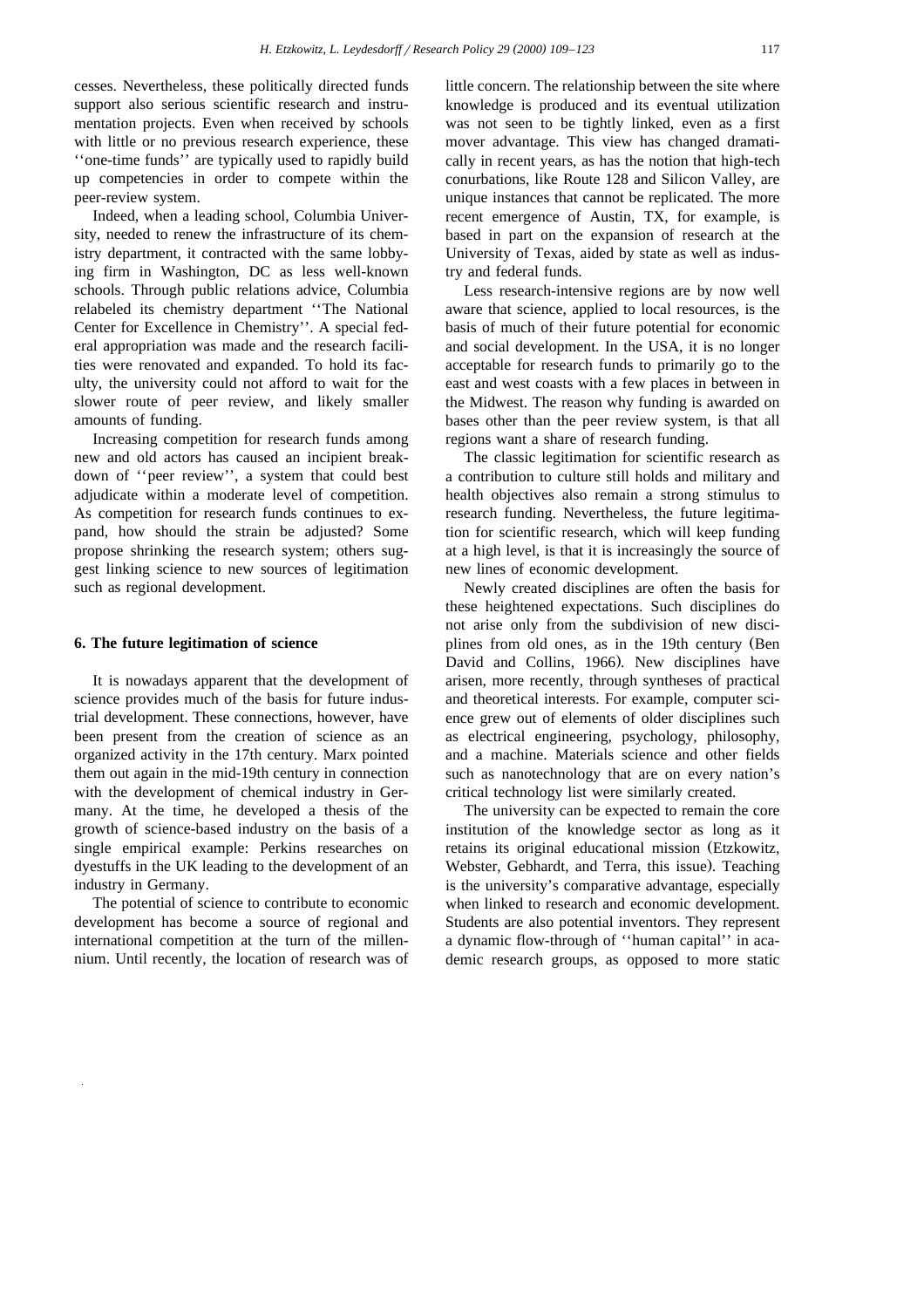cesses. Nevertheless, these politically directed funds support also serious scientific research and instrumentation projects. Even when received by schools with little or no previous research experience, these ''one-time funds'' are typically used to rapidly build up competencies in order to compete within the peer-review system.

Indeed, when a leading school, Columbia University, needed to renew the infrastructure of its chemistry department, it contracted with the same lobbying firm in Washington, DC as less well-known schools. Through public relations advice, Columbia relabeled its chemistry department ''The National Center for Excellence in Chemistry''. A special federal appropriation was made and the research facilities were renovated and expanded. To hold its faculty, the university could not afford to wait for the slower route of peer review, and likely smaller amounts of funding.

Increasing competition for research funds among new and old actors has caused an incipient breakdown of ''peer review'', a system that could best adjudicate within a moderate level of competition. As competition for research funds continues to expand, how should the strain be adjusted? Some propose shrinking the research system; others suggest linking science to new sources of legitimation such as regional development.

## 6. The future legitimation of science

It is nowadays apparent that the development of science provides much of the basis for future industrial development. These connections, however, have been present from the creation of science as an organized activity in the 17th century. Marx pointed them out again in the mid-19th century in connection with the development of chemical industry in Germany. At the time, he developed a thesis of the growth of science-based industry on the basis of a single empirical example: Perkins researches on dyestuffs in the UK leading to the development of an industry in Germany.

The potential of science to contribute to economic development has become a source of regional and international competition at the turn of the millennium. Until recently, the location of research was of little concern. The relationship between the site where knowledge is produced and its eventual utilization was not seen to be tightly linked, even as a first mover advantage. This view has changed dramatically in recent years, as has the notion that high-tech conurbations, like Route 128 and Silicon Valley, are unique instances that cannot be replicated. The more recent emergence of Austin, TX, for example, is based in part on the expansion of research at the University of Texas, aided by state as well as industry and federal funds.

Less research-intensive regions are by now well aware that science, applied to local resources, is the basis of much of their future potential for economic and social development. In the USA, it is no longer acceptable for research funds to primarily go to the east and west coasts with a few places in between in the Midwest. The reason why funding is awarded on bases other than the peer review system, is that all regions want a share of research funding.

The classic legitimation for scientific research as a contribution to culture still holds and military and health objectives also remain a strong stimulus to research funding. Nevertheless, the future legitimation for scientific research, which will keep funding at a high level, is that it is increasingly the source of new lines of economic development.

Newly created disciplines are often the basis for these heightened expectations. Such disciplines do not arise only from the subdivision of new disciplines from old ones, as in the 19th century (Ben David and Collins, 1966). New disciplines have arisen, more recently, through syntheses of practical and theoretical interests. For example, computer science grew out of elements of older disciplines such as electrical engineering, psychology, philosophy, and a machine. Materials science and other fields such as nanotechnology that are on every nation's critical technology list were similarly created.

The university can be expected to remain the core institution of the knowledge sector as long as it retains its original educational mission (Etzkowitz, Webster, Gebhardt, and Terra, this issue). Teaching is the university's comparative advantage, especially when linked to research and economic development. Students are also potential inventors. They represent a dynamic flow-through of ''human capital'' in academic research groups, as opposed to more static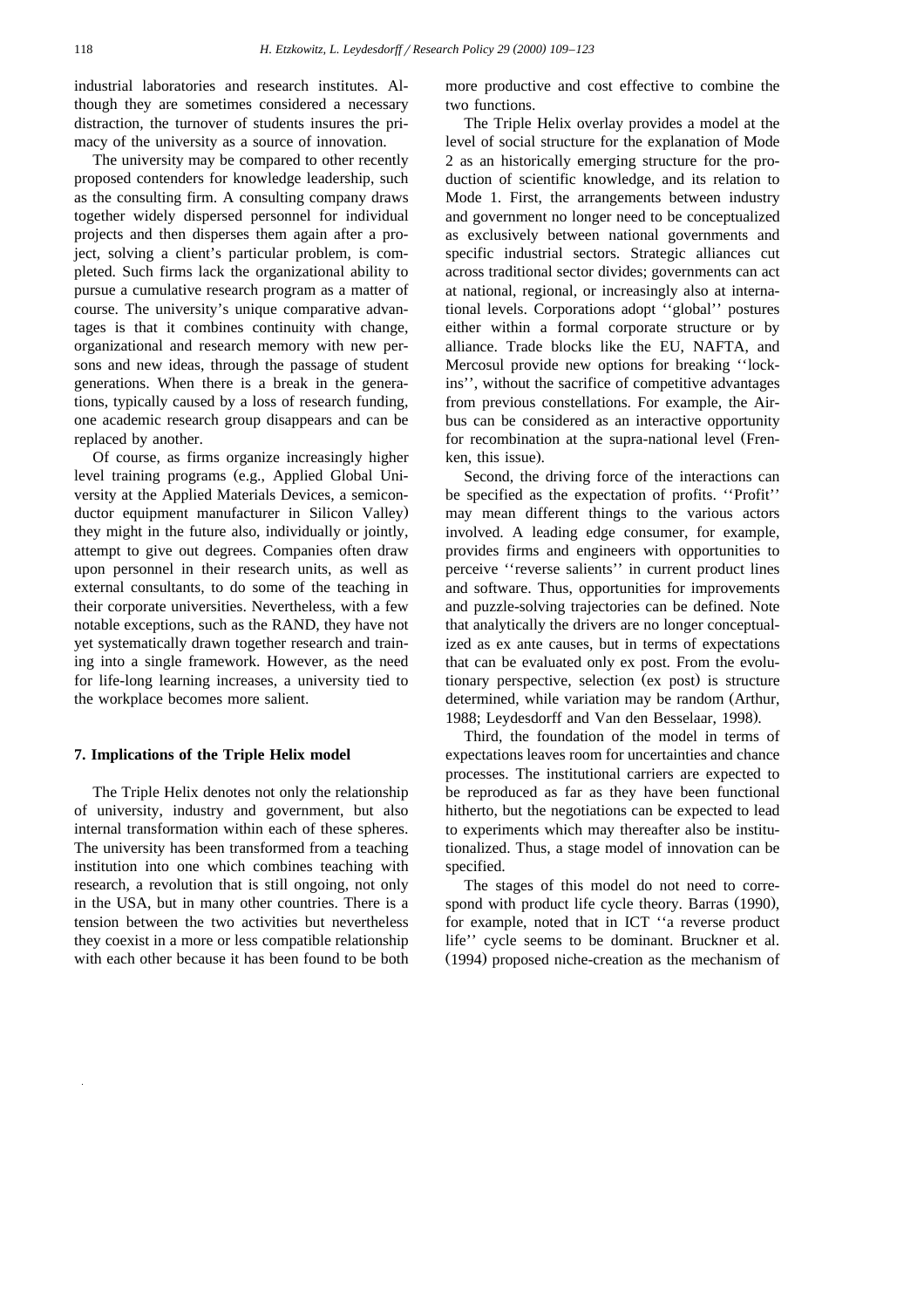industrial laboratories and research institutes. Although they are sometimes considered a necessary distraction, the turnover of students insures the primacy of the university as a source of innovation.

The university may be compared to other recently proposed contenders for knowledge leadership, such as the consulting firm. A consulting company draws together widely dispersed personnel for individual projects and then disperses them again after a project, solving a client's particular problem, is completed. Such firms lack the organizational ability to pursue a cumulative research program as a matter of course. The university's unique comparative advantages is that it combines continuity with change, organizational and research memory with new persons and new ideas, through the passage of student generations. When there is a break in the generations, typically caused by a loss of research funding, one academic research group disappears and can be replaced by another.

Of course, as firms organize increasingly higher level training programs (e.g., Applied Global University at the Applied Materials Devices, a semiconductor equipment manufacturer in Silicon Valley) they might in the future also, individually or jointly, attempt to give out degrees. Companies often draw upon personnel in their research units, as well as external consultants, to do some of the teaching in their corporate universities. Nevertheless, with a few notable exceptions, such as the RAND, they have not yet systematically drawn together research and training into a single framework. However, as the need for life-long learning increases, a university tied to the workplace becomes more salient.

## 7. Implications of the Triple Helix model

The Triple Helix denotes not only the relationship of university, industry and government, but also internal transformation within each of these spheres. The university has been transformed from a teaching institution into one which combines teaching with research, a revolution that is still ongoing, not only in the USA, but in many other countries. There is a tension between the two activities but nevertheless they coexist in a more or less compatible relationship with each other because it has been found to be both more productive and cost effective to combine the two functions.

The Triple Helix overlay provides a model at the level of social structure for the explanation of Mode 2 as an historically emerging structure for the production of scientific knowledge, and its relation to Mode 1. First, the arrangements between industry and government no longer need to be conceptualized as exclusively between national governments and specific industrial sectors. Strategic alliances cut across traditional sector divides; governments can act at national, regional, or increasingly also at international levels. Corporations adopt ''global'' postures either within a formal corporate structure or by alliance. Trade blocks like the EU, NAFTA, and Mercosul provide new options for breaking ''lock-ins'', without the sacrifice of competitive advantages from previous constellations. For example, the Airbus can be considered as an interactive opportunity for recombination at the supra-national level (Frenken, this issue).

Second, the driving force of the interactions can be specified as the expectation of profits. ''Profit'' may mean different things to the various actors involved. A leading edge consumer, for example, provides firms and engineers with opportunities to perceive ''reverse salients'' in current product lines and software. Thus, opportunities for improvements and puzzle-solving trajectories can be defined. Note that analytically the drivers are no longer conceptualized as ex ante causes, but in terms of expectations that can be evaluated only ex post. From the evolutionary perspective, selection (ex post) is structure determined, while variation may be random (Arthur, 1988; Leydesdorff and Van den Besselaar, 1998).

Third, the foundation of the model in terms of expectations leaves room for uncertainties and chance processes. The institutional carriers are expected to be reproduced as far as they have been functional hitherto, but the negotiations can be expected to lead to experiments which may thereafter also be institutionalized. Thus, a stage model of innovation can be specified.

The stages of this model do not need to correspond with product life cycle theory. Barras (1990), for example, noted that in ICT ''a reverse product life'' cycle seems to be dominant. Bruckner et al. (1994) proposed niche-creation as the mechanism of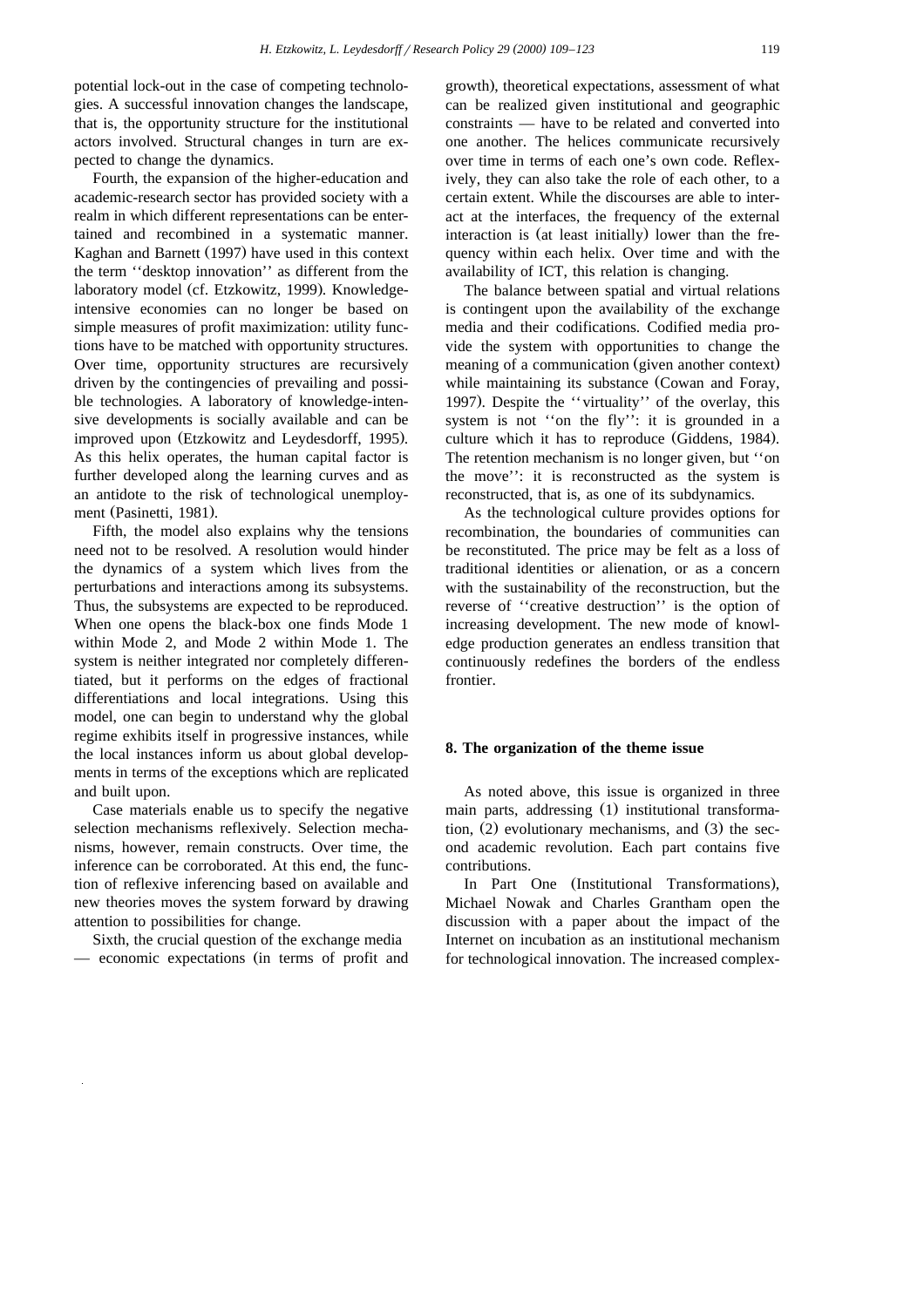potential lock-out in the case of competing technologies. A successful innovation changes the landscape, that is, the opportunity structure for the institutional actors involved. Structural changes in turn are expected to change the dynamics.

Fourth, the expansion of the higher-education and academic-research sector has provided society with a realm in which different representations can be entertained and recombined in a systematic manner. Kaghan and Barnett (1997) have used in this context the term ''desktop innovation'' as different from the laboratory model (cf. Etzkowitz, 1999). Knowledge-intensive economies can no longer be based on simple measures of profit maximization: utility functions have to be matched with opportunity structures. Over time, opportunity structures are recursively driven by the contingencies of prevailing and possible technologies. A laboratory of knowledge-intensive developments is socially available and can be improved upon (Etzkowitz and Leydesdorff, 1995). As this helix operates, the human capital factor is further developed along the learning curves and as an antidote to the risk of technological unemployment (Pasinetti, 1981).

Fifth, the model also explains why the tensions need not to be resolved. A resolution would hinder the dynamics of a system which lives from the perturbations and interactions among its subsystems. Thus, the subsystems are expected to be reproduced. When one opens the black-box one finds Mode 1 within Mode 2, and Mode 2 within Mode 1. The system is neither integrated nor completely differentiated, but it performs on the edges of fractional differentiations and local integrations. Using this model, one can begin to understand why the global regime exhibits itself in progressive instances, while the local instances inform us about global developments in terms of the exceptions which are replicated and built upon.

Case materials enable us to specify the negative selection mechanisms reflexively. Selection mechanisms, however, remain constructs. Over time, the inference can be corroborated. At this end, the function of reflexive inferencing based on available and new theories moves the system forward by drawing attention to possibilities for change.

Sixth, the crucial question of the exchange media — economic expectations (in terms of profit and growth), theoretical expectations, assessment of what can be realized given institutional and geographic constraints — have to be related and converted into one another. The helices communicate recursively over time in terms of each one's own code. Reflexively, they can also take the role of each other, to a certain extent. While the discourses are able to interact at the interfaces, the frequency of the external interaction is (at least initially) lower than the frequency within each helix. Over time and with the availability of ICT, this relation is changing.

The balance between spatial and virtual relations is contingent upon the availability of the exchange media and their codifications. Codified media provide the system with opportunities to change the meaning of a communication (given another context) while maintaining its substance (Cowan and Foray, 1997). Despite the ''virtuality'' of the overlay, this system is not ''on the fly'': it is grounded in a culture which it has to reproduce (Giddens, 1984). The retention mechanism is no longer given, but ''on the move'': it is reconstructed as the system is reconstructed, that is, as one of its subdynamics.

As the technological culture provides options for recombination, the boundaries of communities can be reconstituted. The price may be felt as a loss of traditional identities or alienation, or as a concern with the sustainability of the reconstruction, but the reverse of ''creative destruction'' is the option of increasing development. The new mode of knowledge production generates an endless transition that continuously redefines the borders of the endless frontier.

## 8. The organization of the theme issue

As noted above, this issue is organized in three main parts, addressing (1) institutional transformation, (2) evolutionary mechanisms, and (3) the second academic revolution. Each part contains five contributions.

In Part One (Institutional Transformations), Michael Nowak and Charles Grantham open the discussion with a paper about the impact of the Internet on incubation as an institutional mechanism for technological innovation. The increased complex-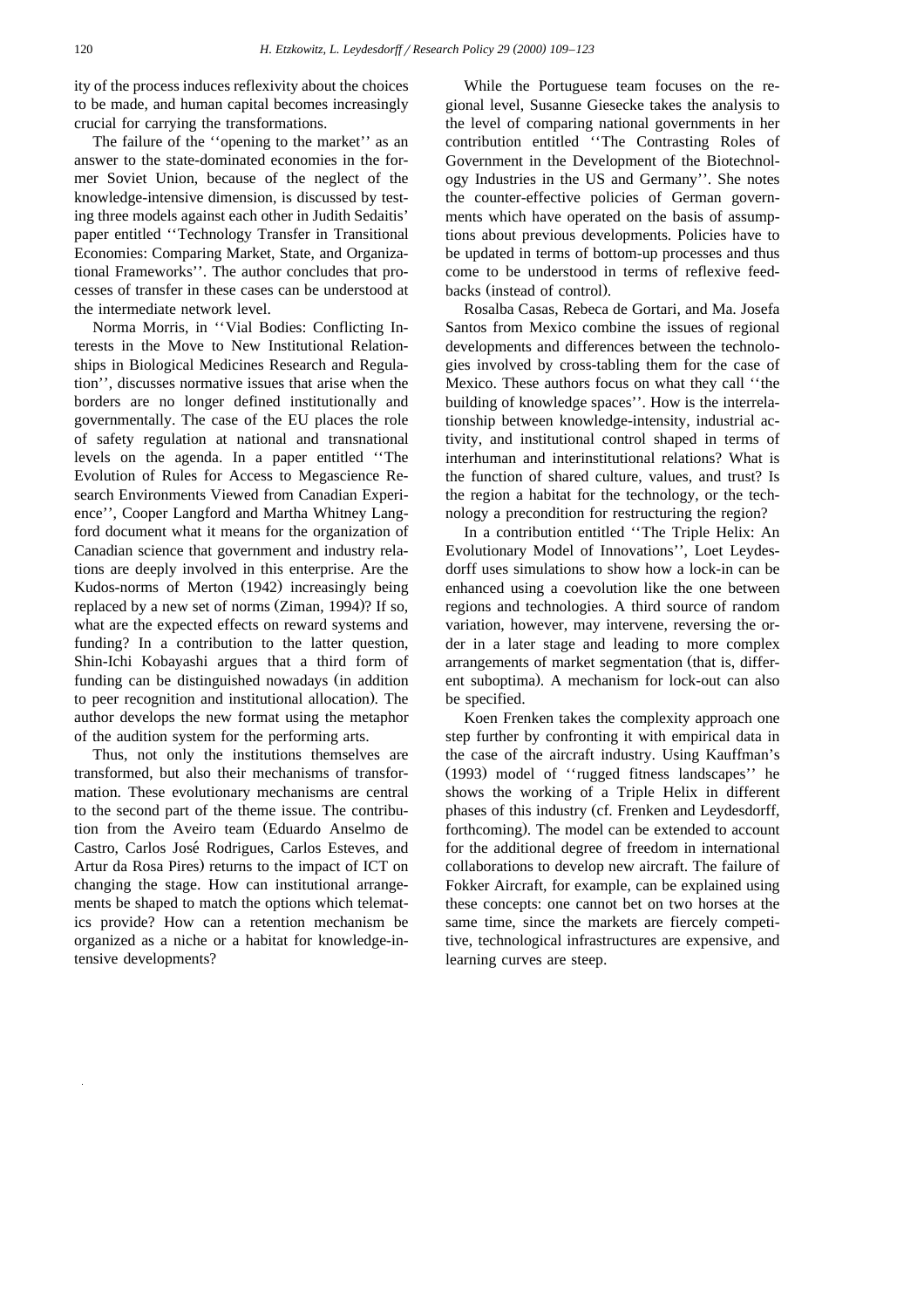ity of the process induces reflexivity about the choices to be made, and human capital becomes increasingly crucial for carrying the transformations.

The failure of the ''opening to the market'' as an answer to the state-dominated economies in the former Soviet Union, because of the neglect of the knowledge-intensive dimension, is discussed by testing three models against each other in Judith Sedaitis' paper entitled ''Technology Transfer in Transitional Economies: Comparing Market, State, and Organizational Frameworks''. The author concludes that processes of transfer in these cases can be understood at the intermediate network level.

Norma Morris, in ''Vial Bodies: Conflicting Interests in the Move to New Institutional Relationships in Biological Medicines Research and Regulation'', discusses normative issues that arise when the borders are no longer defined institutionally and governmentally. The case of the EU places the role of safety regulation at national and transnational levels on the agenda. In a paper entitled ''The Evolution of Rules for Access to Megascience Research Environments Viewed from Canadian Experience'', Cooper Langford and Martha Whitney Langford document what it means for the organization of Canadian science that government and industry relations are deeply involved in this enterprise. Are the Kudos-norms of Merton (1942) increasingly being replaced by a new set of norms (Ziman, 1994)? If so, what are the expected effects on reward systems and funding? In a contribution to the latter question, Shin-Ichi Kobayashi argues that a third form of funding can be distinguished nowadays (in addition to peer recognition and institutional allocation). The author develops the new format using the metaphor of the audition system for the performing arts.

Thus, not only the institutions themselves are transformed, but also their mechanisms of transformation. These evolutionary mechanisms are central to the second part of the theme issue. The contribution from the Aveiro team (Eduardo Anselmo de Castro, Carlos José Rodrigues, Carlos Esteves, and Artur da Rosa Pires) returns to the impact of ICT on changing the stage. How can institutional arrangements be shaped to match the options which telematics provide? How can a retention mechanism be organized as a niche or a habitat for knowledge-intensive developments?

While the Portuguese team focuses on the regional level, Susanne Giesecke takes the analysis to the level of comparing national governments in her contribution entitled ''The Contrasting Roles of Government in the Development of the Biotechnology Industries in the US and Germany''. She notes the counter-effective policies of German governments which have operated on the basis of assumptions about previous developments. Policies have to be updated in terms of bottom-up processes and thus come to be understood in terms of reflexive feedbacks (instead of control).

Rosalba Casas, Rebeca de Gortari, and Ma. Josefa Santos from Mexico combine the issues of regional developments and differences between the technologies involved by cross-tabling them for the case of Mexico. These authors focus on what they call ''the building of knowledge spaces''. How is the interrelationship between knowledge-intensity, industrial activity, and institutional control shaped in terms of interhuman and interinstitutional relations? What is the function of shared culture, values, and trust? Is the region a habitat for the technology, or the technology a precondition for restructuring the region?

In a contribution entitled ''The Triple Helix: An Evolutionary Model of Innovations'', Loet Leydesdorff uses simulations to show how a lock-in can be enhanced using a coevolution like the one between regions and technologies. A third source of random variation, however, may intervene, reversing the order in a later stage and leading to more complex arrangements of market segmentation (that is, different suboptima). A mechanism for lock-out can also be specified.

Koen Frenken takes the complexity approach one step further by confronting it with empirical data in the case of the aircraft industry. Using Kauffman's (1993) model of ''rugged fitness landscapes'' he shows the working of a Triple Helix in different phases of this industry (cf. Frenken and Leydesdorff, forthcoming). The model can be extended to account for the additional degree of freedom in international collaborations to develop new aircraft. The failure of Fokker Aircraft, for example, can be explained using these concepts: one cannot bet on two horses at the same time, since the markets are fiercely competitive, technological infrastructures are expensive, and learning curves are steep.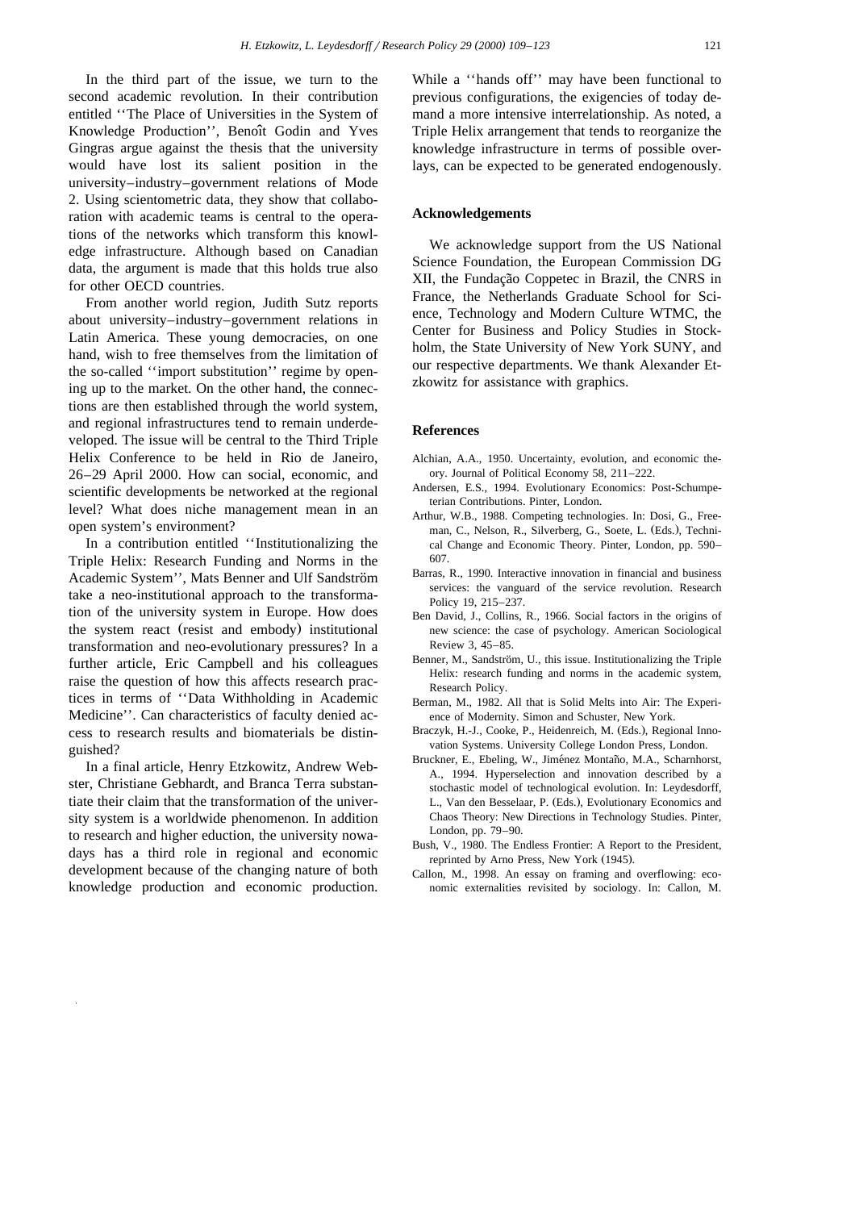In the third part of the issue, we turn to the second academic revolution. In their contribution entitled ''The Place of Universities in the System of Knowledge Production'', Benoît Godin and Yves Gingras argue against the thesis that the university would have lost its salient position in the university–industry–government relations of Mode 2. Using scientometric data, they show that collaboration with academic teams is central to the operations of the networks which transform this knowledge infrastructure. Although based on Canadian data, the argument is made that this holds true also for other OECD countries.

From another world region, Judith Sutz reports about university–industry–government relations in Latin America. These young democracies, on one hand, wish to free themselves from the limitation of the so-called ''import substitution'' regime by opening up to the market. On the other hand, the connections are then established through the world system, and regional infrastructures tend to remain underdeveloped. The issue will be central to the Third Triple Helix Conference to be held in Rio de Janeiro, 26–29 April 2000. How can social, economic, and scientific developments be networked at the regional level? What does niche management mean in an open system's environment?

In a contribution entitled ''Institutionalizing the Triple Helix: Research Funding and Norms in the Academic System'', Mats Benner and Ulf Sandström take a neo-institutional approach to the transformation of the university system in Europe. How does the system react (resist and embody) institutional transformation and neo-evolutionary pressures? In a further article, Eric Campbell and his colleagues raise the question of how this affects research practices in terms of ''Data Withholding in Academic Medicine''. Can characteristics of faculty denied access to research results and biomaterials be distinguished?

In a final article, Henry Etzkowitz, Andrew Webster, Christiane Gebhardt, and Branca Terra substantiate their claim that the transformation of the university system is a worldwide phenomenon. In addition to research and higher eduction, the university nowadays has a third role in regional and economic development because of the changing nature of both knowledge production and economic production. While a ''hands off'' may have been functional to previous configurations, the exigencies of today demand a more intensive interrelationship. As noted, a Triple Helix arrangement that tends to reorganize the knowledge infrastructure in terms of possible overlays, can be expected to be generated endogenously.

## Acknowledgements

We acknowledge support from the US National Science Foundation, the European Commission DG XII, the Fundação Coppetec in Brazil, the CNRS in France, the Netherlands Graduate School for Science, Technology and Modern Culture WTMC, the Center for Business and Policy Studies in Stockholm, the State University of New York SUNY, and our respective departments. We thank Alexander Etzkowitz for assistance with graphics.

## References

Alchian, A.A., 1950. Uncertainty, evolution, and economic theory. Journal of Political Economy 58, 211–222.

Andersen, E.S., 1994. Evolutionary Economics: Post-Schumpeterian Contributions. Pinter, London.

Arthur, W.B., 1988. Competing technologies. In: Dosi, G., Freeman, C., Nelson, R., Silverberg, G., Soete, L. (Eds.), Technical Change and Economic Theory. Pinter, London, pp. 590–607.

Barras, R., 1990. Interactive innovation in financial and business services: the vanguard of the service revolution. Research Policy 19, 215–237.

Ben David, J., Collins, R., 1966. Social factors in the origins of new science: the case of psychology. American Sociological Review 3, 45–85.

Benner, M., Sandström, U., this issue. Institutionalizing the Triple Helix: research funding and norms in the academic system, Research Policy.

Berman, M., 1982. All that is Solid Melts into Air: The Experience of Modernity. Simon and Schuster, New York.

Braczyk, H.-J., Cooke, P., Heidenreich, M. (Eds.), Regional Innovation Systems. University College London Press, London.

Bruckner, E., Ebeling, W., Jiménez Montaño, M.A., Scharnhorst, A., 1994. Hyperselection and innovation described by a stochastic model of technological evolution. In: Leydesdorff, L., Van den Besselaar, P. (Eds.), Evolutionary Economics and Chaos Theory: New Directions in Technology Studies. Pinter, London, pp. 79–90.

Bush, V., 1980. The Endless Frontier: A Report to the President, reprinted by Arno Press, New York (1945).

Callon, M., 1998. An essay on framing and overflowing: economic externalities revisited by sociology. In: Callon, M.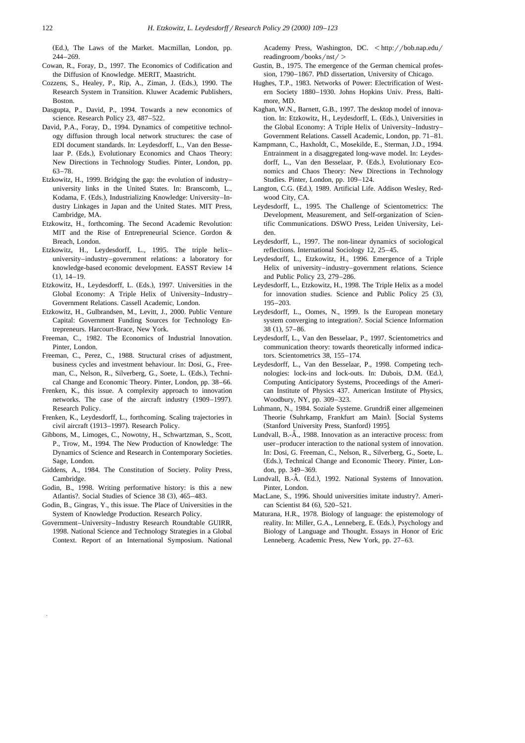(Ed.), The Laws of the Market. Macmillan, London, pp. 244–269.

Cowan, R., Foray, D., 1997. The Economics of Codification and the Diffusion of Knowledge. MERIT, Maastricht.

Cozzens, S., Healey, P., Rip, A., Ziman, J. (Eds.), 1990. The Research System in Transition. Kluwer Academic Publishers, Boston.

Dasgupta, P., David, P., 1994. Towards a new economics of science. Research Policy 23, 487–522.

David, P.A., Foray, D., 1994. Dynamics of competitive technology diffusion through local network structures: the case of EDI document standards. In: Leydesdorff, L., Van den Besselaar P. (Eds.), Evolutionary Economics and Chaos Theory: New Directions in Technology Studies. Pinter, London, pp. 63–78.

Etzkowitz, H., 1999. Bridging the gap: the evolution of industry–university links in the United States. In: Branscomb, L., Kodama, F. (Eds.), Industrializing Knowledge: University–Industry Linkages in Japan and the United States. MIT Press, Cambridge, MA.

Etzkowitz, H., forthcoming. The Second Academic Revolution: MIT and the Rise of Entrepreneurial Science. Gordon & Breach, London.

Etzkowitz, H., Leydesdorff, L., 1995. The triple helix–university–industry–government relations: a laboratory for knowledge-based economic development. EASST Review 14 (1), 14–19.

Etzkowitz, H., Leydesdorff, L. (Eds.), 1997. Universities in the Global Economy: A Triple Helix of University–Industry–Government Relations. Cassell Academic, London.

Etzkowitz, H., Gulbrandsen, M., Levitt, J., 2000. Public Venture Capital: Government Funding Sources for Technology Entrepreneurs. Harcourt-Brace, New York.

Freeman, C., 1982. The Economics of Industrial Innovation. Pinter, London.

Freeman, C., Perez, C., 1988. Structural crises of adjustment, business cycles and investment behaviour. In: Dosi, G., Freeman, C., Nelson, R., Silverberg, G., Soete, L. (Eds.), Technical Change and Economic Theory. Pinter, London, pp. 38–66.

Frenken, K., this issue. A complexity approach to innovation networks. The case of the aircraft industry (1909–1997). Research Policy.

Frenken, K., Leydesdorff, L., forthcoming. Scaling trajectories in civil aircraft (1913–1997). Research Policy.

Gibbons, M., Limoges, C., Nowotny, H., Schwartzman, S., Scott, P., Trow, M., 1994. The New Production of Knowledge: The Dynamics of Science and Research in Contemporary Societies. Sage, London.

Giddens, A., 1984. The Constitution of Society. Polity Press, Cambridge.

Godin, B., 1998. Writing performative history: is this a new Atlantis?. Social Studies of Science 38 (3), 465–483.

Godin, B., Gingras, Y., this issue. The Place of Universities in the System of Knowledge Production. Research Policy.

Government–University–Industry Research Roundtable GUIRR, 1998. National Science and Technology Strategies in a Global Context. Report of an International Symposium. National Academy Press, Washington, DC. < http://bob.nap.edu/readingroom/books/nst/ >

Gustin, B., 1975. The emergence of the German chemical profession, 1790–1867. PhD dissertation, University of Chicago.

Hughes, T.P., 1983. Networks of Power: Electrification of Western Society 1880–1930. Johns Hopkins Univ. Press, Baltimore, MD.

Kaghan, W.N., Barnett, G.B., 1997. The desktop model of innovation. In: Etzkowitz, H., Leydesdorff, L. (Eds.), Universities in the Global Economy: A Triple Helix of University–Industry–Government Relations. Cassell Academic, London, pp. 71–81.

Kampmann, C., Haxholdt, C., Mosekilde, E., Sterman, J.D., 1994. Entrainment in a disaggregated long-wave model. In: Leydesdorff, L., Van den Besselaar, P. (Eds.), Evolutionary Economics and Chaos Theory: New Directions in Technology Studies. Pinter, London, pp. 109–124.

Langton, C.G. (Ed.), 1989. Artificial Life. Addison Wesley, Redwood City, CA.

Leydesdorff, L., 1995. The Challenge of Scientometrics: The Development, Measurement, and Self-organization of Scientific Communications. DSWO Press, Leiden University, Leiden.

Leydesdorff, L., 1997. The non-linear dynamics of sociological reflections. International Sociology 12, 25–45.

Leydesdorff, L., Etzkowitz, H., 1996. Emergence of a Triple Helix of university–industry–government relations. Science and Public Policy 23, 279–286.

Leydesdorff, L., Etzkowitz, H., 1998. The Triple Helix as a model for innovation studies. Science and Public Policy 25 (3), 195–203.

Leydesdorff, L., Oomes, N., 1999. Is the European monetary system converging to integration?. Social Science Information 38 (1), 57–86.

Leydesdorff, L., Van den Besselaar, P., 1997. Scientometrics and communication theory: towards theoretically informed indicators. Scientometrics 38, 155–174.

Leydesdorff, L., Van den Besselaar, P., 1998. Competing technologies: lock-ins and lock-outs. In: Dubois, D.M. (Ed.), Computing Anticipatory Systems, Proceedings of the American Institute of Physics 437. American Institute of Physics, Woodbury, NY, pp. 309–323.

Luhmann, N., 1984. Soziale Systeme. Grundriß einer allgemeinen Theorie (Suhrkamp, Frankfurt am Main). [Social Systems (Stanford University Press, Stanford) 1995].

Lundvall, B.-Å., 1988. Innovation as an interactive process: from user–producer interaction to the national system of innovation. In: Dosi, G. Freeman, C., Nelson, R., Silverberg, G., Soete, L. (Eds.), Technical Change and Economic Theory. Pinter, London, pp. 349–369.

Lundvall, B.-Å. (Ed.), 1992. National Systems of Innovation. Pinter, London.

MacLane, S., 1996. Should universities imitate industry?. American Scientist 84 (6), 520–521.

Maturana, H.R., 1978. Biology of language: the epistemology of reality. In: Miller, G.A., Lenneberg, E. (Eds.), Psychology and Biology of Language and Thought. Essays in Honor of Eric Lenneberg. Academic Press, New York, pp. 27–63.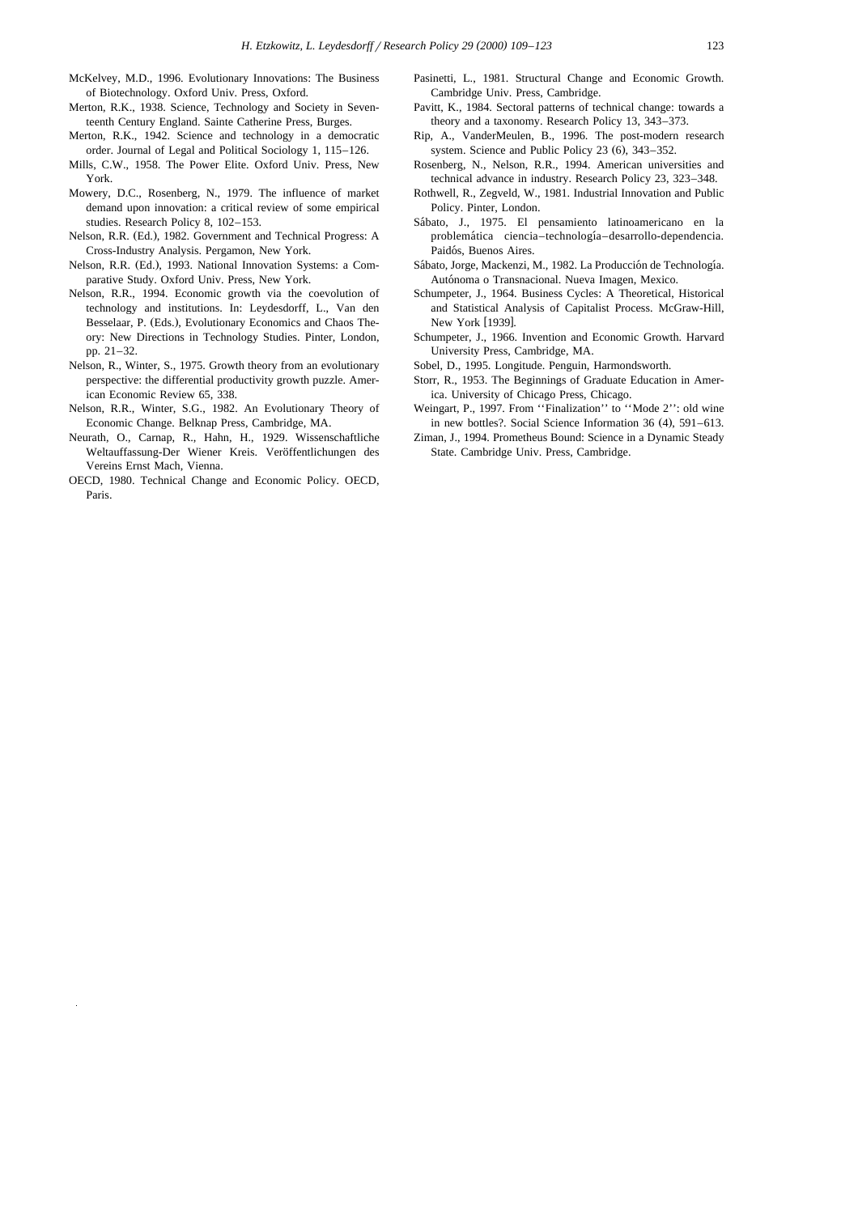McKelvey, M.D., 1996. Evolutionary Innovations: The Business of Biotechnology. Oxford Univ. Press, Oxford.

Merton, R.K., 1938. Science, Technology and Society in Seventeenth Century England. Sainte Catherine Press, Burges.

Merton, R.K., 1942. Science and technology in a democratic order. Journal of Legal and Political Sociology 1, 115–126.

Mills, C.W., 1958. The Power Elite. Oxford Univ. Press, New York.

Mowery, D.C., Rosenberg, N., 1979. The influence of market demand upon innovation: a critical review of some empirical studies. Research Policy 8, 102–153.

Nelson, R.R. (Ed.), 1982. Government and Technical Progress: A Cross-Industry Analysis. Pergamon, New York.

Nelson, R.R. (Ed.), 1993. National Innovation Systems: a Comparative Study. Oxford Univ. Press, New York.

Nelson, R.R., 1994. Economic growth via the coevolution of technology and institutions. In: Leydesdorff, L., Van den Besselaar, P. (Eds.), Evolutionary Economics and Chaos Theory: New Directions in Technology Studies. Pinter, London, pp. 21–32.

Nelson, R., Winter, S., 1975. Growth theory from an evolutionary perspective: the differential productivity growth puzzle. American Economic Review 65, 338.

Nelson, R.R., Winter, S.G., 1982. An Evolutionary Theory of Economic Change. Belknap Press, Cambridge, MA.

Neurath, O., Carnap, R., Hahn, H., 1929. Wissenschaftliche Weltauffassung-Der Wiener Kreis. Veröffentlichungen des Vereins Ernst Mach, Vienna.

OECD, 1980. Technical Change and Economic Policy. OECD, Paris.

Pasinetti, L., 1981. Structural Change and Economic Growth. Cambridge Univ. Press, Cambridge.

Pavitt, K., 1984. Sectoral patterns of technical change: towards a theory and a taxonomy. Research Policy 13, 343–373.

Rip, A., VanderMeulen, B., 1996. The post-modern research system. Science and Public Policy 23 (6), 343–352.

Rosenberg, N., Nelson, R.R., 1994. American universities and technical advance in industry. Research Policy 23, 323–348.

Rothwell, R., Zegveld, W., 1981. Industrial Innovation and Public Policy. Pinter, London.

Sábato, J., 1975. El pensamiento latinoamericano en la problemática ciencia–technología–desarrollo-dependencia. Paidós, Buenos Aires.

Sábato, Jorge, Mackenzi, M., 1982. La Producción de Technología. Autónoma o Transnacional. Nueva Imagen, Mexico.

Schumpeter, J., 1964. Business Cycles: A Theoretical, Historical and Statistical Analysis of Capitalist Process. McGraw-Hill, New York [1939].

Schumpeter, J., 1966. Invention and Economic Growth. Harvard University Press, Cambridge, MA.

Sobel, D., 1995. Longitude. Penguin, Harmondsworth.

Storr, R., 1953. The Beginnings of Graduate Education in America. University of Chicago Press, Chicago.

Weingart, P., 1997. From ''Finalization'' to ''Mode 2'': old wine in new bottles?. Social Science Information 36 (4), 591–613.

Ziman, J., 1994. Prometheus Bound: Science in a Dynamic Steady State. Cambridge Univ. Press, Cambridge.